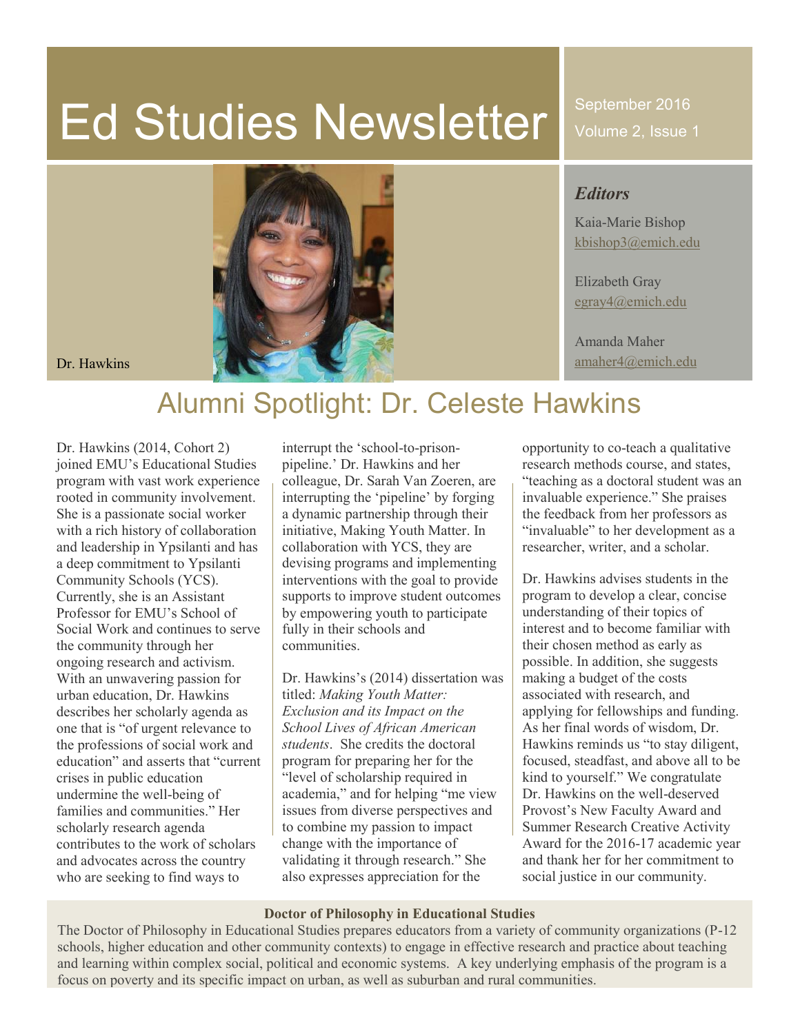# Ed Studies Newsletter

September 2016
Volume 2, Issue 1

***Editors***

Kaia-Marie Bishop
kbishop3@emich.edu

Elizabeth Gray
egray4@emich.edu

Amanda Maher
amaher4@emich.edu

Dr. Hawkins

## Alumni Spotlight: Dr. Celeste Hawkins

Dr. Hawkins (2014, Cohort 2) joined EMU's Educational Studies program with vast work experience rooted in community involvement. She is a passionate social worker with a rich history of collaboration and leadership in Ypsilanti and has a deep commitment to Ypsilanti Community Schools (YCS). Currently, she is an Assistant Professor for EMU's School of Social Work and continues to serve the community through her ongoing research and activism. With an unwavering passion for urban education, Dr. Hawkins describes her scholarly agenda as one that is "of urgent relevance to the professions of social work and education" and asserts that "current crises in public education undermine the well-being of families and communities." Her scholarly research agenda contributes to the work of scholars and advocates across the country who are seeking to find ways to interrupt the 'school-to-prison-pipeline.' Dr. Hawkins and her colleague, Dr. Sarah Van Zoeren, are interrupting the 'pipeline' by forging a dynamic partnership through their initiative, Making Youth Matter. In collaboration with YCS, they are devising programs and implementing interventions with the goal to provide supports to improve student outcomes by empowering youth to participate fully in their schools and communities.

Dr. Hawkins's (2014) dissertation was titled: *Making Youth Matter: Exclusion and its Impact on the School Lives of African American students*. She credits the doctoral program for preparing her for the "level of scholarship required in academia," and for helping "me view issues from diverse perspectives and to combine my passion to impact change with the importance of validating it through research." She also expresses appreciation for the opportunity to co-teach a qualitative research methods course, and states, "teaching as a doctoral student was an invaluable experience." She praises the feedback from her professors as "invaluable" to her development as a researcher, writer, and a scholar.

Dr. Hawkins advises students in the program to develop a clear, concise understanding of their topics of interest and to become familiar with their chosen method as early as possible. In addition, she suggests making a budget of the costs associated with research, and applying for fellowships and funding. As her final words of wisdom, Dr. Hawkins reminds us "to stay diligent, focused, steadfast, and above all to be kind to yourself." We congratulate Dr. Hawkins on the well-deserved Provost's New Faculty Award and Summer Research Creative Activity Award for the 2016-17 academic year and thank her for her commitment to social justice in our community.

**Doctor of Philosophy in Educational Studies**

The Doctor of Philosophy in Educational Studies prepares educators from a variety of community organizations (P-12 schools, higher education and other community contexts) to engage in effective research and practice about teaching and learning within complex social, political and economic systems. A key underlying emphasis of the program is a focus on poverty and its specific impact on urban, as well as suburban and rural communities.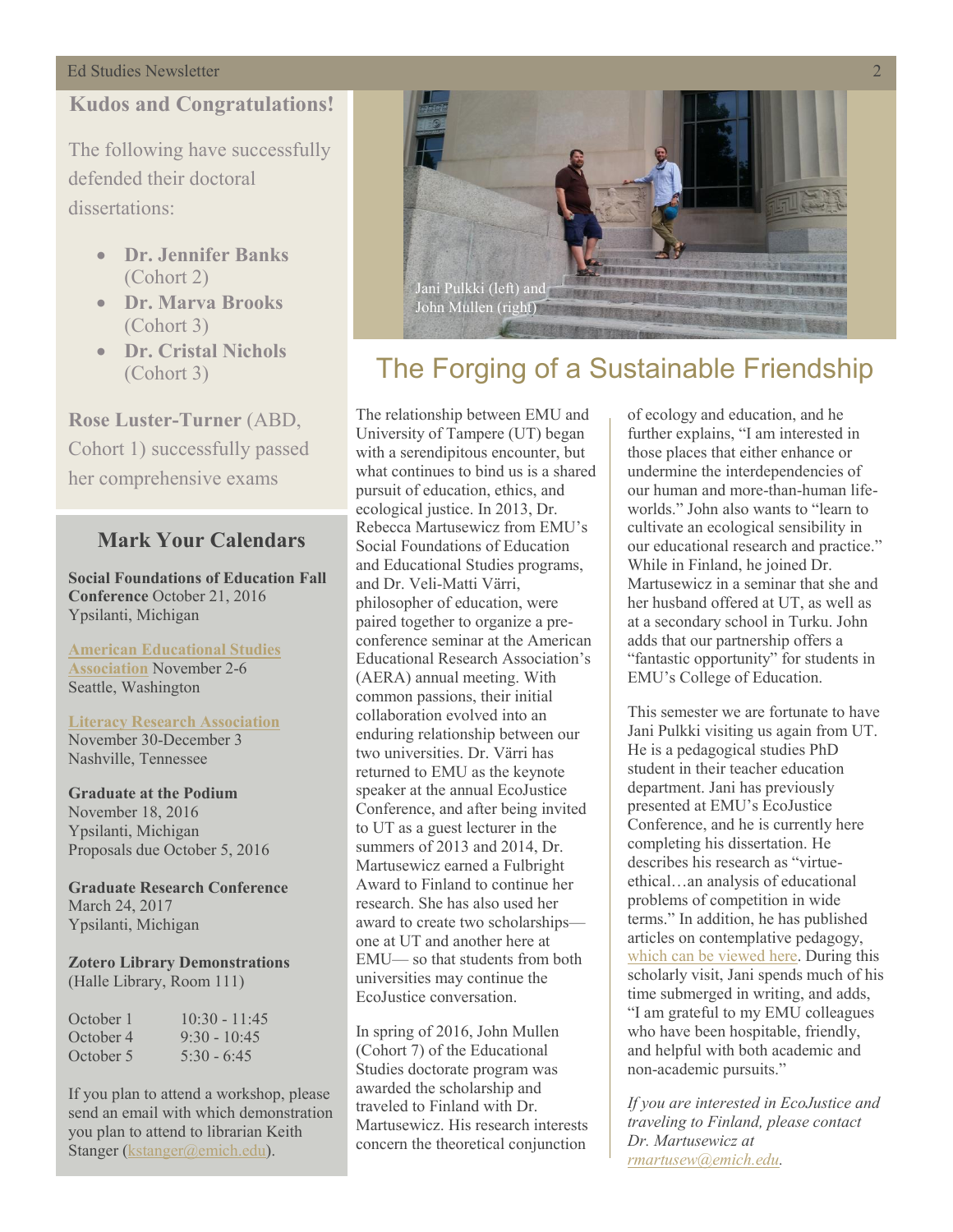## Kudos and Congratulations!

The following have successfully defended their doctoral dissertations:

- **Dr. Jennifer Banks** (Cohort 2)
- **Dr. Marva Brooks** (Cohort 3)
- **Dr. Cristal Nichols** (Cohort 3)

**Rose Luster-Turner** (ABD, Cohort 1) successfully passed her comprehensive exams

## Mark Your Calendars

**Social Foundations of Education Fall Conference** October 21, 2016
Ypsilanti, Michigan

**American Educational Studies Association** November 2-6
Seattle, Washington

**Literacy Research Association**
November 30-December 3
Nashville, Tennessee

**Graduate at the Podium**
November 18, 2016
Ypsilanti, Michigan
Proposals due October 5, 2016

**Graduate Research Conference**
March 24, 2017
Ypsilanti, Michigan

**Zotero Library Demonstrations**
(Halle Library, Room 111)

| | |
|---|---|
| October 1 | 10:30 - 11:45 |
| October 4 | 9:30 - 10:45 |
| October 5 | 5:30 - 6:45 |

If you plan to attend a workshop, please send an email with which demonstration you plan to attend to librarian Keith Stanger (kstanger@emich.edu).

Jani Pulkki (left) and John Mullen (right)

# The Forging of a Sustainable Friendship

The relationship between EMU and University of Tampere (UT) began with a serendipitous encounter, but what continues to bind us is a shared pursuit of education, ethics, and ecological justice. In 2013, Dr. Rebecca Martusewicz from EMU's Social Foundations of Education and Educational Studies programs, and Dr. Veli-Matti Värri, philosopher of education, were paired together to organize a pre-conference seminar at the American Educational Research Association's (AERA) annual meeting. With common passions, their initial collaboration evolved into an enduring relationship between our two universities. Dr. Värri has returned to EMU as the keynote speaker at the annual EcoJustice Conference, and after being invited to UT as a guest lecturer in the summers of 2013 and 2014, Dr. Martusewicz earned a Fulbright Award to Finland to continue her research. She has also used her award to create two scholarships—one at UT and another here at EMU— so that students from both universities may continue the EcoJustice conversation.

In spring of 2016, John Mullen (Cohort 7) of the Educational Studies doctorate program was awarded the scholarship and traveled to Finland with Dr. Martusewicz. His research interests concern the theoretical conjunction of ecology and education, and he further explains, "I am interested in those places that either enhance or undermine the interdependencies of our human and more-than-human life-worlds." John also wants to "learn to cultivate an ecological sensibility in our educational research and practice." While in Finland, he joined Dr. Martusewicz in a seminar that she and her husband offered at UT, as well as at a secondary school in Turku. John adds that our partnership offers a "fantastic opportunity" for students in EMU's College of Education.

This semester we are fortunate to have Jani Pulkki visiting us again from UT. He is a pedagogical studies PhD student in their teacher education department. Jani has previously presented at EMU's EcoJustice Conference, and he is currently here completing his dissertation. He describes his research as "virtue-ethical…an analysis of educational problems of competition in wide terms." In addition, he has published articles on contemplative pedagogy, which can be viewed here. During this scholarly visit, Jani spends much of his time submerged in writing, and adds, "I am grateful to my EMU colleagues who have been hospitable, friendly, and helpful with both academic and non-academic pursuits."

*If you are interested in EcoJustice and traveling to Finland, please contact Dr. Martusewicz at rmartusew@emich.edu.*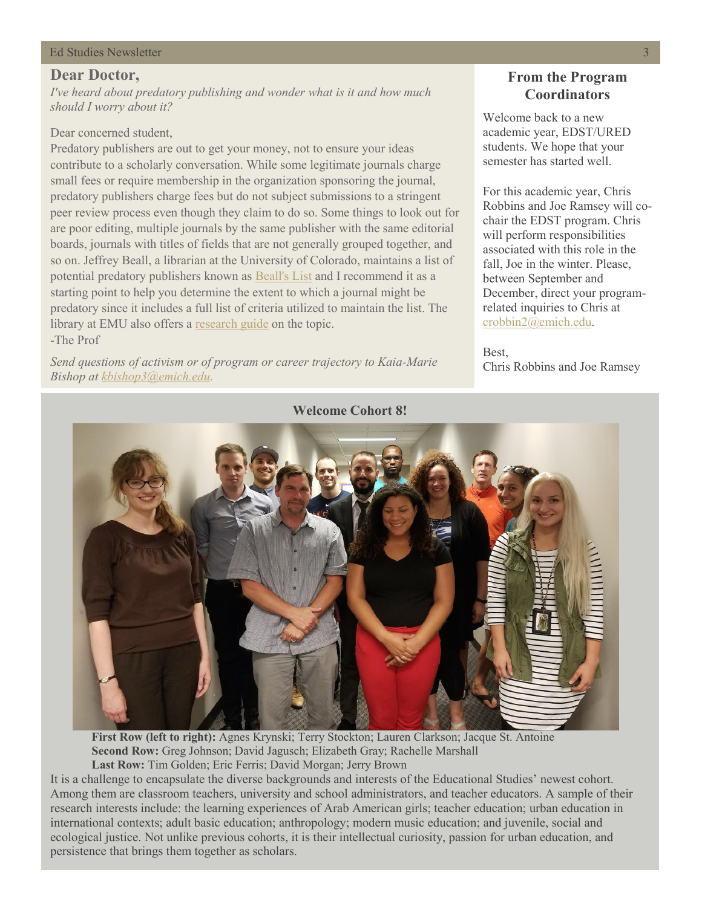## Dear Doctor,

*I've heard about predatory publishing and wonder what is it and how much should I worry about it?*

Dear concerned student,

Predatory publishers are out to get your money, not to ensure your ideas contribute to a scholarly conversation. While some legitimate journals charge small fees or require membership in the organization sponsoring the journal, predatory publishers charge fees but do not subject submissions to a stringent peer review process even though they claim to do so. Some things to look out for are poor editing, multiple journals by the same publisher with the same editorial boards, journals with titles of fields that are not generally grouped together, and so on. Jeffrey Beall, a librarian at the University of Colorado, maintains a list of potential predatory publishers known as Beall's List and I recommend it as a starting point to help you determine the extent to which a journal might be predatory since it includes a full list of criteria utilized to maintain the list. The library at EMU also offers a research guide on the topic.

-The Prof

*Send questions of activism or of program or career trajectory to Kaia-Marie Bishop at kbishop3@emich.edu.*

## From the Program Coordinators

Welcome back to a new academic year, EDST/URED students. We hope that your semester has started well.

For this academic year, Chris Robbins and Joe Ramsey will co-chair the EDST program. Chris will perform responsibilities associated with this role in the fall, Joe in the winter. Please, between September and December, direct your program-related inquiries to Chris at crobbin2@emich.edu.

Best,
Chris Robbins and Joe Ramsey

## Welcome Cohort 8!

**First Row (left to right):** Agnes Krynski; Terry Stockton; Lauren Clarkson; Jacque St. Antoine
**Second Row:** Greg Johnson; David Jagusch; Elizabeth Gray; Rachelle Marshall
**Last Row:** Tim Golden; Eric Ferris; David Morgan; Jerry Brown

It is a challenge to encapsulate the diverse backgrounds and interests of the Educational Studies' newest cohort. Among them are classroom teachers, university and school administrators, and teacher educators. A sample of their research interests include: the learning experiences of Arab American girls; teacher education; urban education in international contexts; adult basic education; anthropology; modern music education; and juvenile, social and ecological justice. Not unlike previous cohorts, it is their intellectual curiosity, passion for urban education, and persistence that brings them together as scholars.